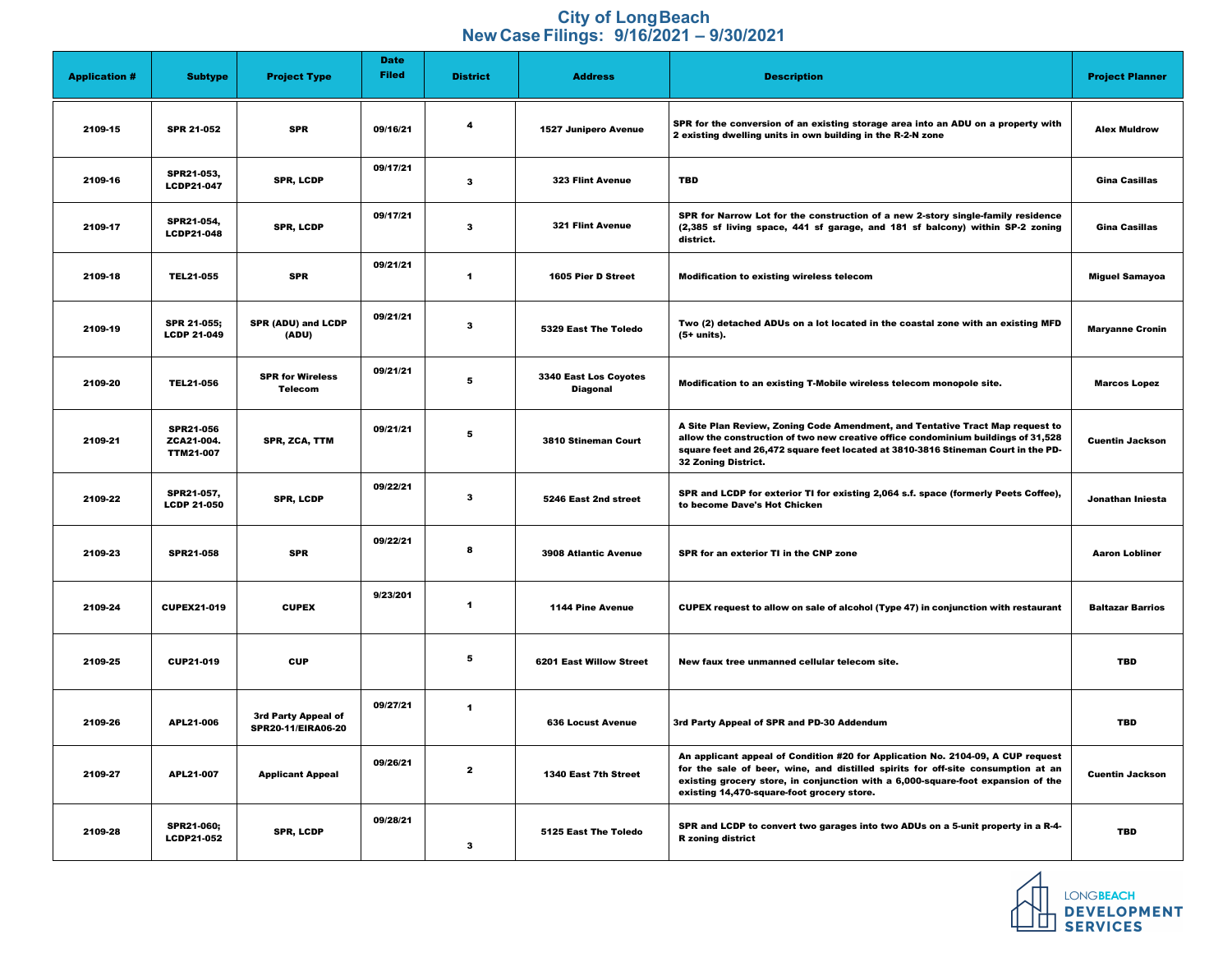# City of Long Beach
## New Case Filings: 9/16/2021 – 9/30/2021

| Application # | Subtype | Project Type | Date Filed | District | Address | Description | Project Planner |
|---|---|---|---|---|---|---|---|
| 2109-15 | SPR 21-052 | SPR | 09/16/21 | 4 | 1527 Junipero Avenue | SPR for the conversion of an existing storage area into an ADU on a property with 2 existing dwelling units in own building in the R-2-N zone | Alex Muldrow |
| 2109-16 | SPR21-053, LCDP21-047 | SPR, LCDP | 09/17/21 | 3 | 323 Flint Avenue | TBD | Gina Casillas |
| 2109-17 | SPR21-054, LCDP21-048 | SPR, LCDP | 09/17/21 | 3 | 321 Flint Avenue | SPR for Narrow Lot for the construction of a new 2-story single-family residence (2,385 sf living space, 441 sf garage, and 181 sf balcony) within SP-2 zoning district. | Gina Casillas |
| 2109-18 | TEL21-055 | SPR | 09/21/21 | 1 | 1605 Pier D Street | Modification to existing wireless telecom | Miguel Samayoa |
| 2109-19 | SPR 21-055; LCDP 21-049 | SPR (ADU) and LCDP (ADU) | 09/21/21 | 3 | 5329 East The Toledo | Two (2) detached ADUs on a lot located in the coastal zone with an existing MFD (5+ units). | Maryanne Cronin |
| 2109-20 | TEL21-056 | SPR for Wireless Telecom | 09/21/21 | 5 | 3340 East Los Coyotes Diagonal | Modification to an existing T-Mobile wireless telecom monopole site. | Marcos Lopez |
| 2109-21 | SPR21-056 ZCA21-004. TTM21-007 | SPR, ZCA, TTM | 09/21/21 | 5 | 3810 Stineman Court | A Site Plan Review, Zoning Code Amendment, and Tentative Tract Map request to allow the construction of two new creative office condominium buildings of 31,528 square feet and 26,472 square feet located at 3810-3816 Stineman Court in the PD-32 Zoning District. | Cuentin Jackson |
| 2109-22 | SPR21-057, LCDP 21-050 | SPR, LCDP | 09/22/21 | 3 | 5246 East 2nd street | SPR and LCDP for exterior TI for existing 2,064 s.f. space (formerly Peets Coffee), to become Dave's Hot Chicken | Jonathan Iniesta |
| 2109-23 | SPR21-058 | SPR | 09/22/21 | 8 | 3908 Atlantic Avenue | SPR for an exterior TI in the CNP zone | Aaron Lobliner |
| 2109-24 | CUPEX21-019 | CUPEX | 9/23/201 | 1 | 1144 Pine Avenue | CUPEX request to allow on sale of alcohol (Type 47) in conjunction with restaurant | Baltazar Barrios |
| 2109-25 | CUP21-019 | CUP | | 5 | 6201 East Willow Street | New faux tree unmanned cellular telecom site. | TBD |
| 2109-26 | APL21-006 | 3rd Party Appeal of SPR20-11/EIRA06-20 | 09/27/21 | 1 | 636 Locust Avenue | 3rd Party Appeal of SPR and PD-30 Addendum | TBD |
| 2109-27 | APL21-007 | Applicant Appeal | 09/26/21 | 2 | 1340 East 7th Street | An applicant appeal of Condition #20 for Application No. 2104-09, A CUP request for the sale of beer, wine, and distilled spirits for off-site consumption at an existing grocery store, in conjunction with a 6,000-square-foot expansion of the existing 14,470-square-foot grocery store. | Cuentin Jackson |
| 2109-28 | SPR21-060; LCDP21-052 | SPR, LCDP | 09/28/21 | 3 | 5125 East The Toledo | SPR and LCDP to convert two garages into two ADUs on a 5-unit property in a R-4-R zoning district | TBD |

LONGBEACH DEVELOPMENT SERVICES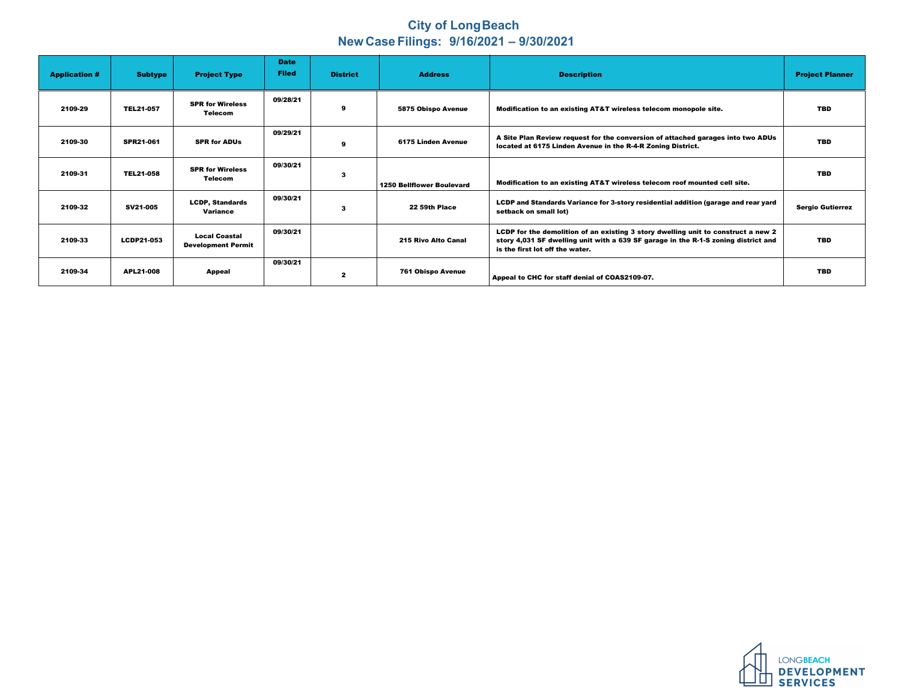# City of Long Beach
## New Case Filings: 9/16/2021 – 9/30/2021

| Application # | Subtype | Project Type | Date Filed | District | Address | Description | Project Planner |
|---|---|---|---|---|---|---|---|
| 2109-29 | TEL21-057 | SPR for Wireless Telecom | 09/28/21 | 9 | 5875 Obispo Avenue | Modification to an existing AT&T wireless telecom monopole site. | TBD |
| 2109-30 | SPR21-061 | SPR for ADUs | 09/29/21 | 9 | 6175 Linden Avenue | A Site Plan Review request for the conversion of attached garages into two ADUs located at 6175 Linden Avenue in the R-4-R Zoning District. | TBD |
| 2109-31 | TEL21-058 | SPR for Wireless Telecom | 09/30/21 | 3 | 1250 Bellflower Boulevard | Modification to an existing AT&T wireless telecom roof mounted cell site. | TBD |
| 2109-32 | SV21-005 | LCDP, Standards Variance | 09/30/21 | 3 | 22 59th Place | LCDP and Standards Variance for 3-story residential addition (garage and rear yard setback on small lot) | Sergio Gutierrez |
| 2109-33 | LCDP21-053 | Local Coastal Development Permit | 09/30/21 | | 215 Rivo Alto Canal | LCDP for the demolition of an existing 3 story dwelling unit to construct a new 2 story 4,031 SF dwelling unit with a 639 SF garage in the R-1-S zoning district and is the first lot off the water. | TBD |
| 2109-34 | APL21-008 | Appeal | 09/30/21 | 2 | 761 Obispo Avenue | Appeal to CHC for staff denial of COAS2109-07. | TBD |

LONGBEACH DEVELOPMENT SERVICES